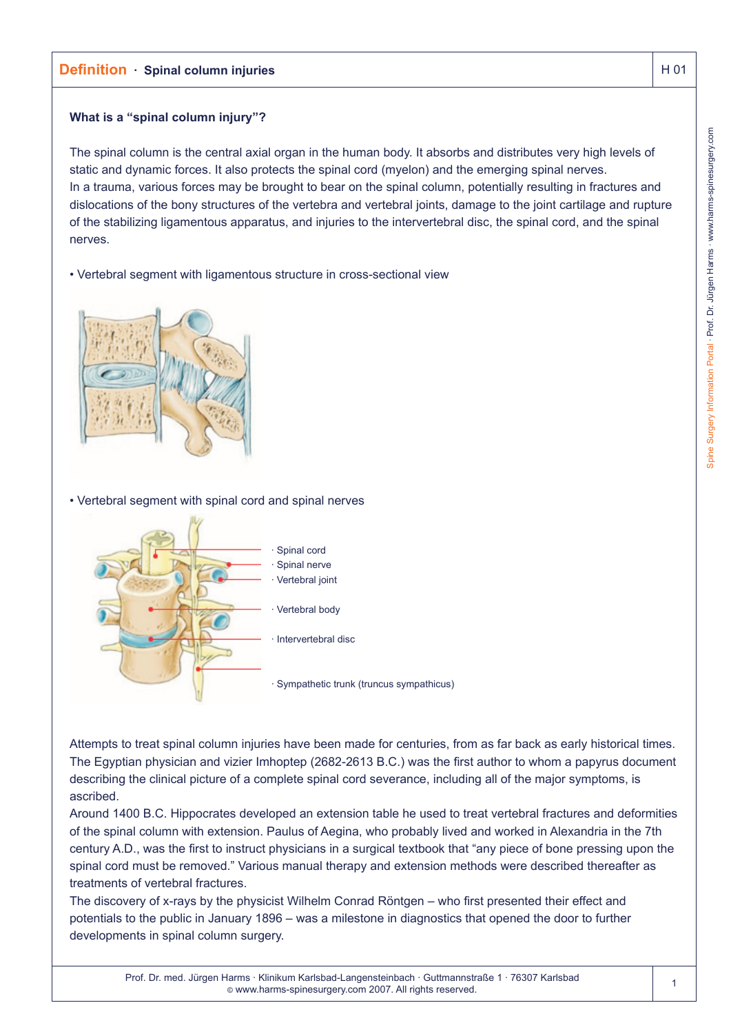**Definition** · **Spinal column injuries**

### What is a "spinal column injury"?

The spinal column is the central axial organ in the human body. It absorbs and distributes very high levels of static and dynamic forces. It also protects the spinal cord (myelon) and the emerging spinal nerves.
In a trauma, various forces may be brought to bear on the spinal column, potentially resulting in fractures and dislocations of the bony structures of the vertebra and vertebral joints, damage to the joint cartilage and rupture of the stabilizing ligamentous apparatus, and injuries to the intervertebral disc, the spinal cord, and the spinal nerves.

- Vertebral segment with ligamentous structure in cross-sectional view

- Vertebral segment with spinal cord and spinal nerves

· Spinal cord
· Spinal nerve
· Vertebral joint
· Vertebral body
· Intervertebral disc
· Sympathetic trunk (truncus sympathicus)

Attempts to treat spinal column injuries have been made for centuries, from as far back as early historical times. The Egyptian physician and vizier Imhoptep (2682-2613 B.C.) was the first author to whom a papyrus document describing the clinical picture of a complete spinal cord severance, including all of the major symptoms, is ascribed.
Around 1400 B.C. Hippocrates developed an extension table he used to treat vertebral fractures and deformities of the spinal column with extension. Paulus of Aegina, who probably lived and worked in Alexandria in the 7th century A.D., was the first to instruct physicians in a surgical textbook that "any piece of bone pressing upon the spinal cord must be removed." Various manual therapy and extension methods were described thereafter as treatments of vertebral fractures.
The discovery of x-rays by the physicist Wilhelm Conrad Röntgen – who first presented their effect and potentials to the public in January 1896 – was a milestone in diagnostics that opened the door to further developments in spinal column surgery.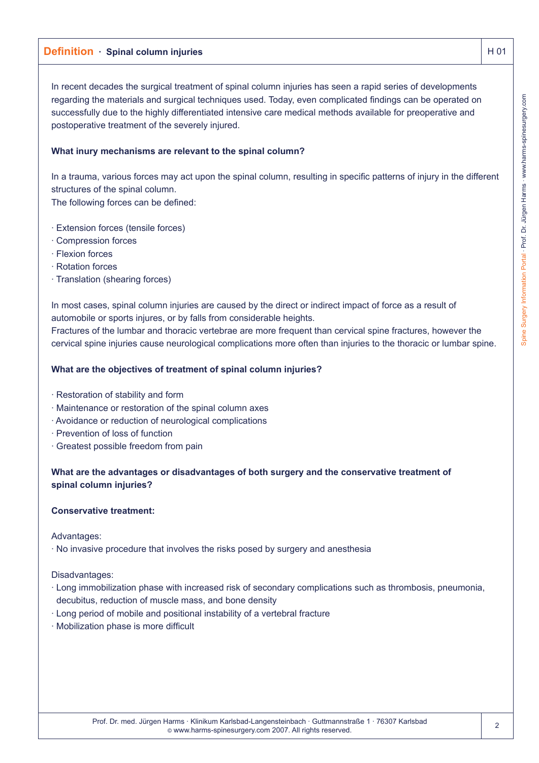## Definition · Spinal column injuries

In recent decades the surgical treatment of spinal column injuries has seen a rapid series of developments regarding the materials and surgical techniques used. Today, even complicated findings can be operated on successfully due to the highly differentiated intensive care medical methods available for preoperative and postoperative treatment of the severely injured.

**What inury mechanisms are relevant to the spinal column?**

In a trauma, various forces may act upon the spinal column, resulting in specific patterns of injury in the different structures of the spinal column.
The following forces can be defined:

- Extension forces (tensile forces)
- Compression forces
- Flexion forces
- Rotation forces
- Translation (shearing forces)

In most cases, spinal column injuries are caused by the direct or indirect impact of force as a result of automobile or sports injures, or by falls from considerable heights.
Fractures of the lumbar and thoracic vertebrae are more frequent than cervical spine fractures, however the cervical spine injuries cause neurological complications more often than injuries to the thoracic or lumbar spine.

**What are the objectives of treatment of spinal column injuries?**

- Restoration of stability and form
- Maintenance or restoration of the spinal column axes
- Avoidance or reduction of neurological complications
- Prevention of loss of function
- Greatest possible freedom from pain

**What are the advantages or disadvantages of both surgery and the conservative treatment of spinal column injuries?**

**Conservative treatment:**

Advantages:
- No invasive procedure that involves the risks posed by surgery and anesthesia

Disadvantages:
- Long immobilization phase with increased risk of secondary complications such as thrombosis, pneumonia, decubitus, reduction of muscle mass, and bone density
- Long period of mobile and positional instability of a vertebral fracture
- Mobilization phase is more difficult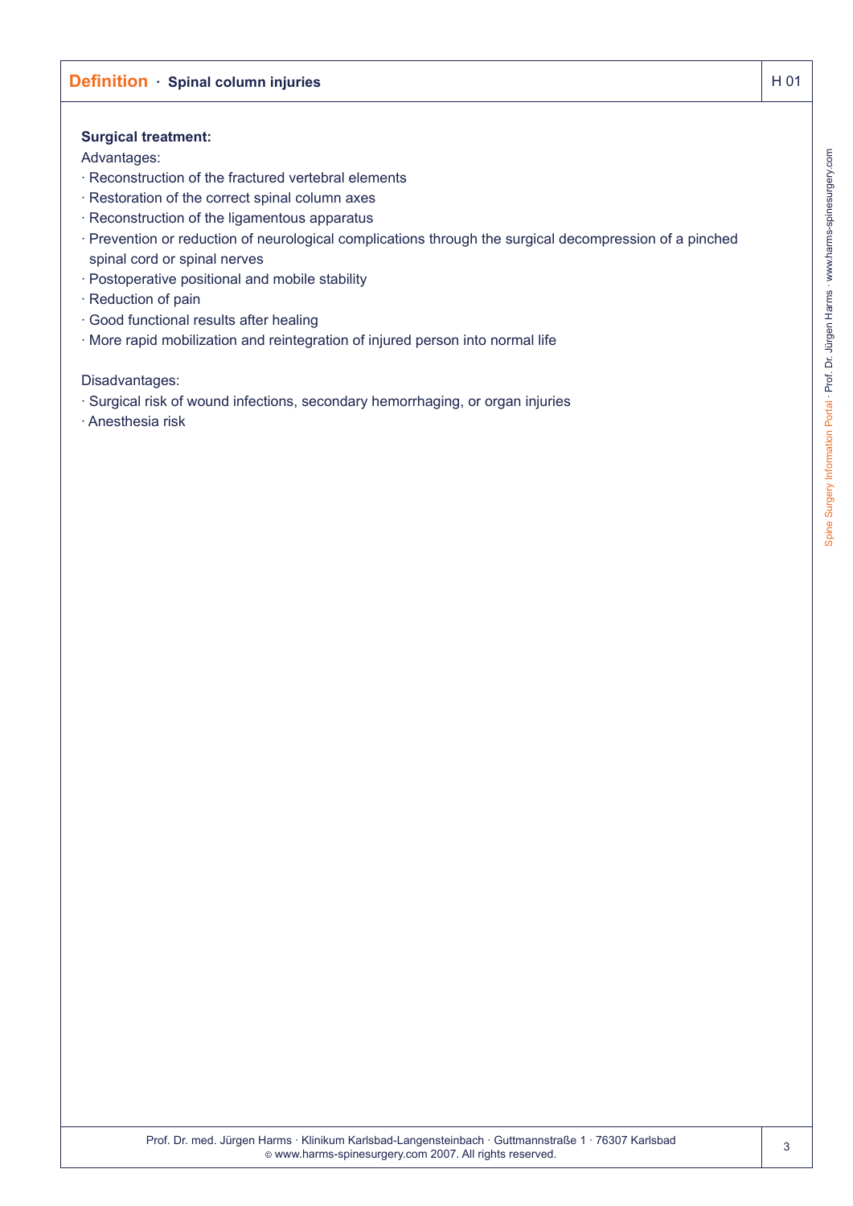**Surgical treatment:**

Advantages:

- Reconstruction of the fractured vertebral elements
- Restoration of the correct spinal column axes
- Reconstruction of the ligamentous apparatus
- Prevention or reduction of neurological complications through the surgical decompression of a pinched spinal cord or spinal nerves
- Postoperative positional and mobile stability
- Reduction of pain
- Good functional results after healing
- More rapid mobilization and reintegration of injured person into normal life

Disadvantages:

- Surgical risk of wound infections, secondary hemorrhaging, or organ injuries
- Anesthesia risk